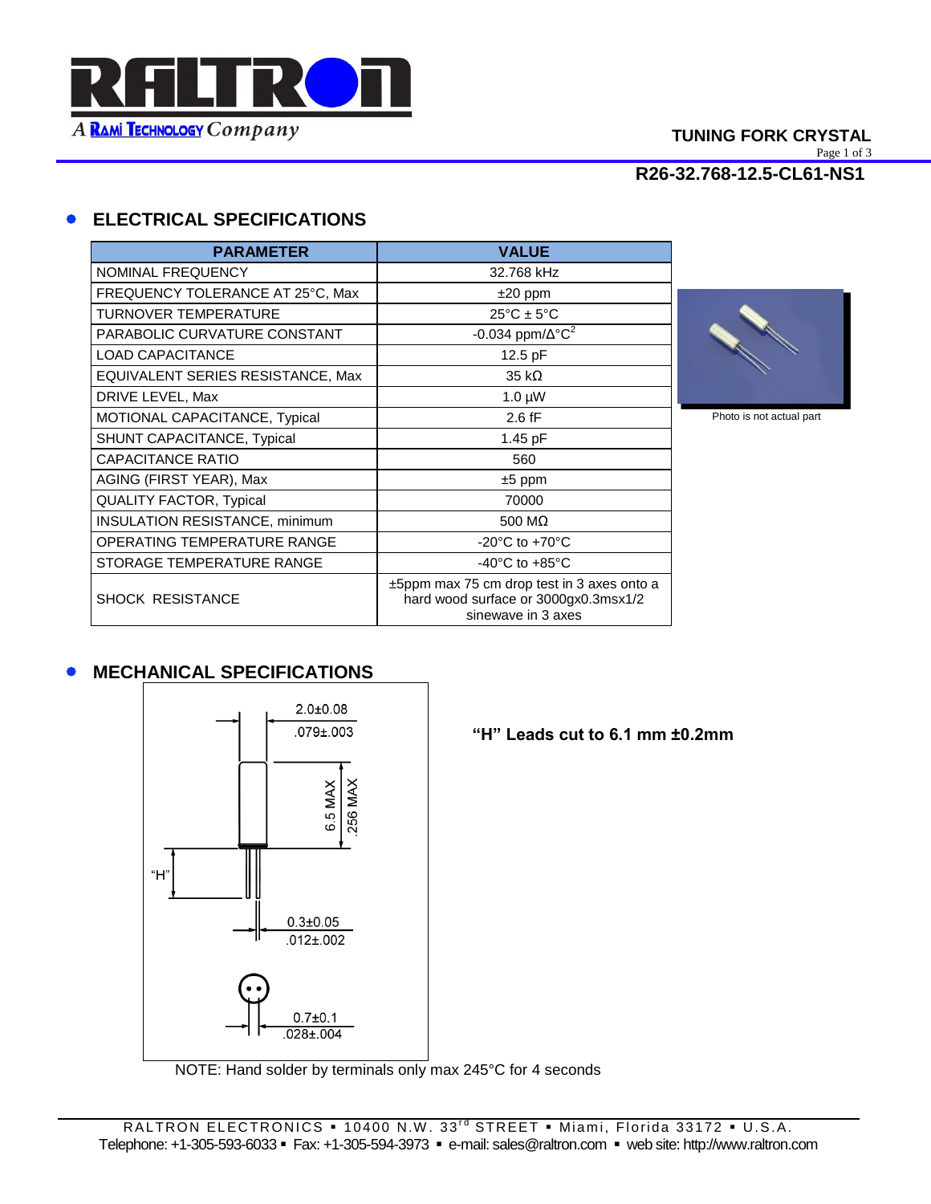**TUNING FORK CRYSTAL**

**R26-32.768-12.5-CL61-NS1**

## ELECTRICAL SPECIFICATIONS

| PARAMETER | VALUE |
|---|---|
| NOMINAL FREQUENCY | 32.768 kHz |
| FREQUENCY TOLERANCE AT 25°C, Max | ±20 ppm |
| TURNOVER TEMPERATURE | 25°C ± 5°C |
| PARABOLIC CURVATURE CONSTANT | -0.034 ppm/Δ°C$^2$ |
| LOAD CAPACITANCE | 12.5 pF |
| EQUIVALENT SERIES RESISTANCE, Max | 35 kΩ |
| DRIVE LEVEL, Max | 1.0 µW |
| MOTIONAL CAPACITANCE, Typical | 2.6 fF |
| SHUNT CAPACITANCE, Typical | 1.45 pF |
| CAPACITANCE RATIO | 560 |
| AGING (FIRST YEAR), Max | ±5 ppm |
| QUALITY FACTOR, Typical | 70000 |
| INSULATION RESISTANCE, minimum | 500 MΩ |
| OPERATING TEMPERATURE RANGE | -20°C to +70°C |
| STORAGE TEMPERATURE RANGE | -40°C to +85°C |
| SHOCK RESISTANCE | ±5ppm max 75 cm drop test in 3 axes onto a hard wood surface or 3000gx0.3msx1/2 sinewave in 3 axes |

Photo is not actual part

## MECHANICAL SPECIFICATIONS

2.0±0.08
.079±.003

6.5 MAX
.256 MAX

"H"

0.3±0.05
.012±.002

0.7±0.1
.028±.004

**"H" Leads cut to 6.1 mm ±0.2mm**

NOTE: Hand solder by terminals only max 245°C for 4 seconds

RALTRON ELECTRONICS ▪ 10400 N.W. 33rd STREET ▪ Miami, Florida 33172 ▪ U.S.A.
Telephone: +1-305-593-6033 ▪ Fax: +1-305-594-3973 ▪ e-mail: sales@raltron.com ▪ web site: http://www.raltron.com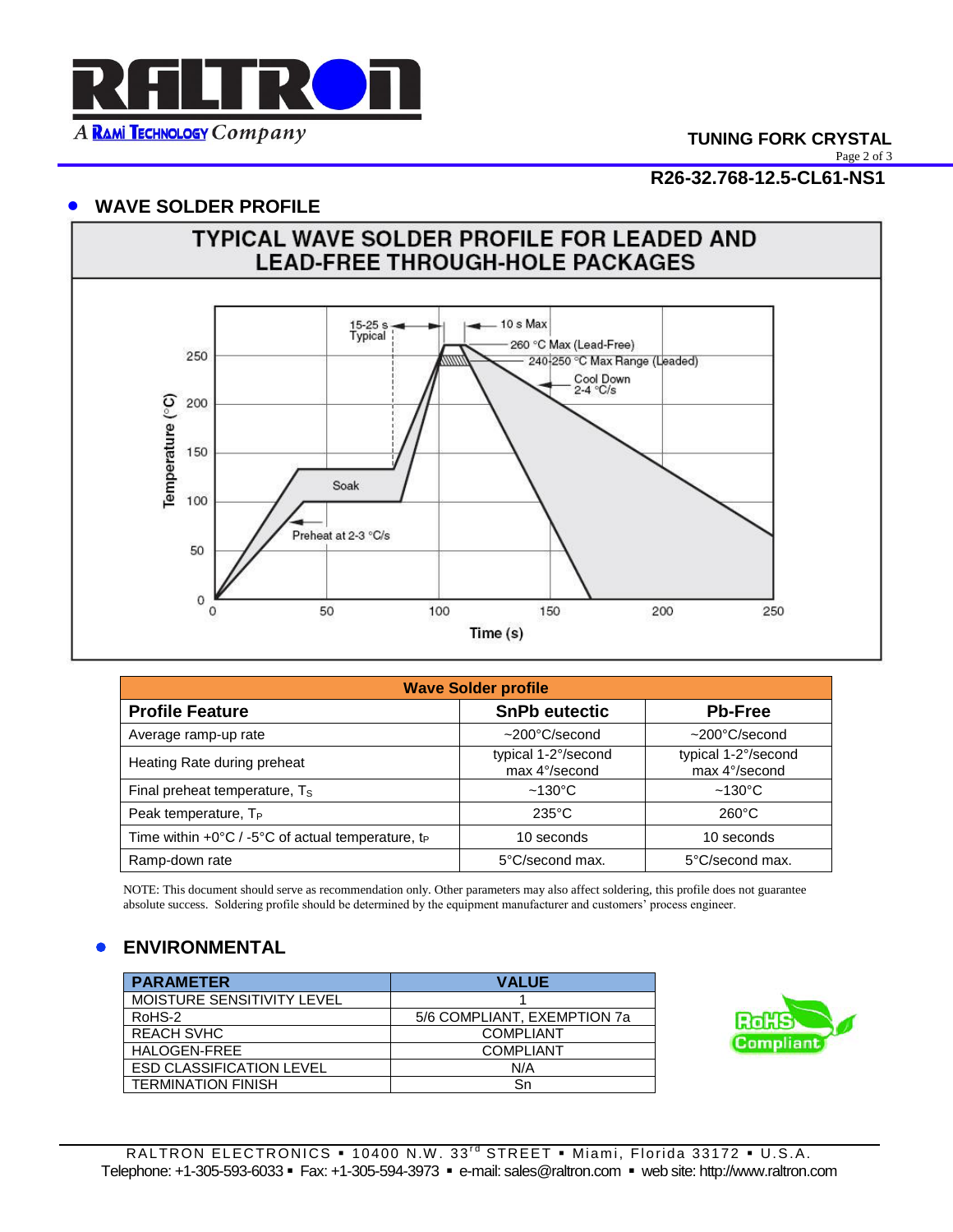## WAVE SOLDER PROFILE

### TYPICAL WAVE SOLDER PROFILE FOR LEADED AND LEAD-FREE THROUGH-HOLE PACKAGES

15-25 s Typical

10 s Max

260 °C Max (Lead-Free)

240-250 °C Max Range (Leaded)

Cool Down 2-4 °C/s

Soak

Preheat at 2-3 °C/s

Temperature (°C)

Time (s)

| Wave Solder profile | | |
|---|---|---|
| **Profile Feature** | **SnPb eutectic** | **Pb-Free** |
| Average ramp-up rate | ~200°C/second | ~200°C/second |
| Heating Rate during preheat | typical 1-2°/second<br>max 4°/second | typical 1-2°/second<br>max 4°/second |
| Final preheat temperature, $T_S$ | ~130°C | ~130°C |
| Peak temperature, $T_P$ | 235°C | 260°C |
| Time within +0°C / -5°C of actual temperature, $t_P$ | 10 seconds | 10 seconds |
| Ramp-down rate | 5°C/second max. | 5°C/second max. |

NOTE: This document should serve as recommendation only. Other parameters may also affect soldering, this profile does not guarantee absolute success. Soldering profile should be determined by the equipment manufacturer and customers' process engineer.

## ENVIRONMENTAL

| PARAMETER | VALUE |
|---|---|
| MOISTURE SENSITIVITY LEVEL | 1 |
| RoHS-2 | 5/6 COMPLIANT, EXEMPTION 7a |
| REACH SVHC | COMPLIANT |
| HALOGEN-FREE | COMPLIANT |
| ESD CLASSIFICATION LEVEL | N/A |
| TERMINATION FINISH | Sn |

RoHS Compliant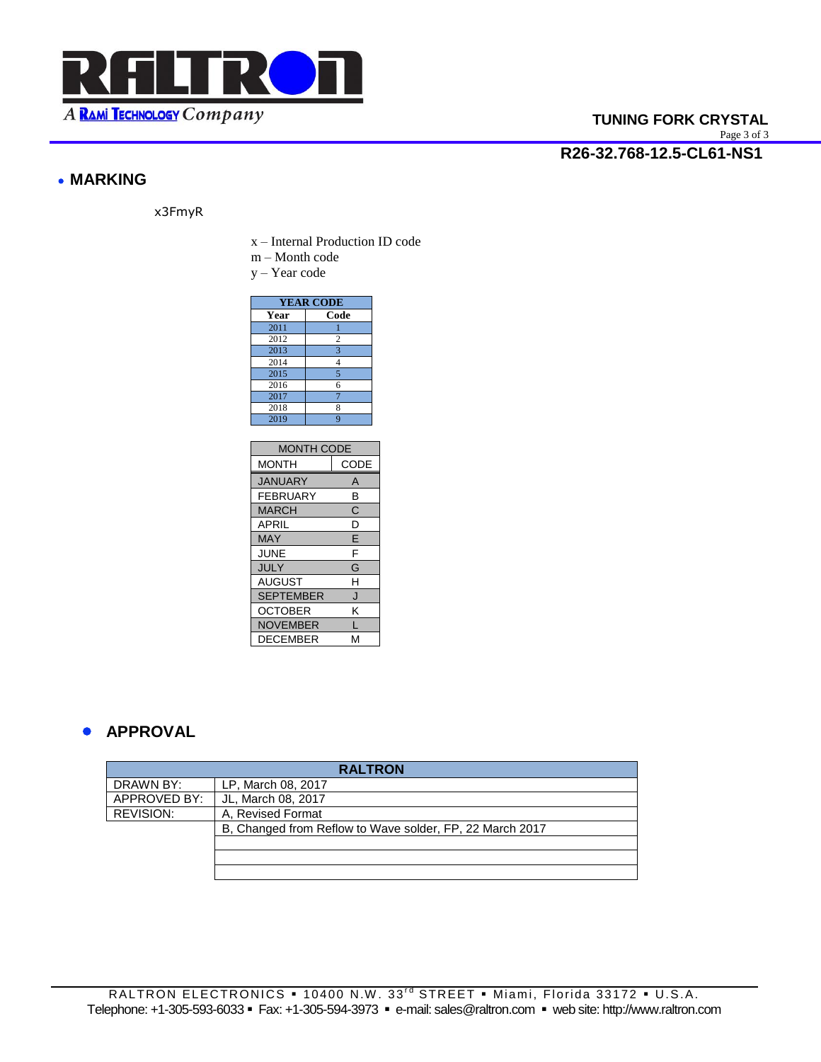## MARKING

x3FmyR

x – Internal Production ID code
m – Month code
y – Year code

| YEAR CODE | |
|---|---|
| **Year** | **Code** |
| 2011 | 1 |
| 2012 | 2 |
| 2013 | 3 |
| 2014 | 4 |
| 2015 | 5 |
| 2016 | 6 |
| 2017 | 7 |
| 2018 | 8 |
| 2019 | 9 |

| MONTH CODE | |
|---|---|
| MONTH | CODE |
| JANUARY | A |
| FEBRUARY | B |
| MARCH | C |
| APRIL | D |
| MAY | E |
| JUNE | F |
| JULY | G |
| AUGUST | H |
| SEPTEMBER | J |
| OCTOBER | K |
| NOVEMBER | L |
| DECEMBER | M |

## APPROVAL

| RALTRON | |
|---|---|
| DRAWN BY: | LP, March 08, 2017 |
| APPROVED BY: | JL, March 08, 2017 |
| REVISION: | A, Revised Format |
| | B, Changed from Reflow to Wave solder, FP, 22 March 2017 |
| | |
| | |
| | |

RALTRON ELECTRONICS ▪ 10400 N.W. 33rd STREET ▪ Miami, Florida 33172 ▪ U.S.A.
Telephone: +1-305-593-6033 ▪ Fax: +1-305-594-3973 ▪ e-mail: sales@raltron.com ▪ web site: http://www.raltron.com